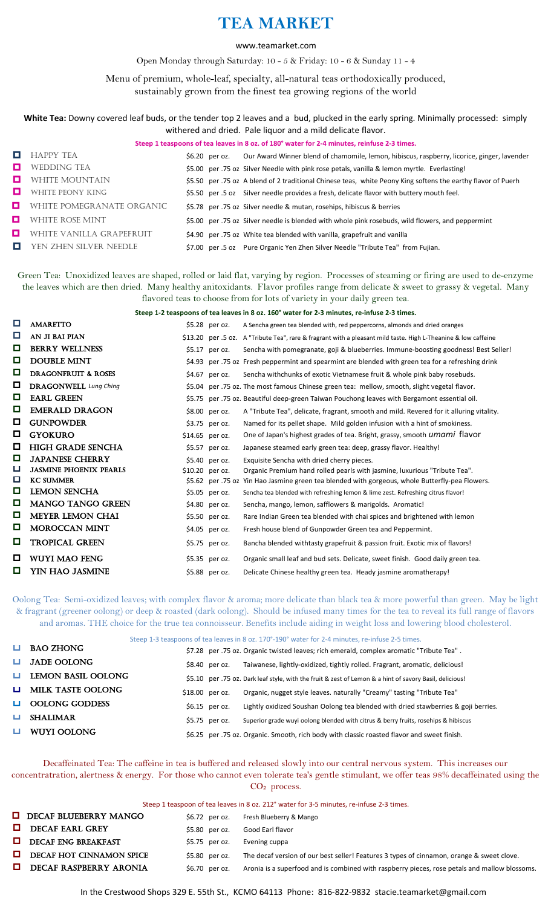# TEA MARKET

www.teamarket.com

Open Monday through Saturday: 10 - 5 & Friday: 10 - 6 & Sunday 11 - 4

Menu of premium, whole-leaf, specialty, all-natural teas orthodoxically produced, sustainably grown from the finest tea growing regions of the world

**White Tea:** Downy covered leaf buds, or the tender top 2 leaves and a bud, plucked in the early spring. Minimally processed: simply withered and dried. Pale liquor and a mild delicate flavor.

**Steep 1 teaspoons of tea leaves in 8 oz. of 180° water for 2-4 minutes, reinfuse 2-3 times.**

| Tea | Price | Description |
|---|---|---|
| HAPPY TEA | $6.20 per oz. | Our Award Winner blend of chamomile, lemon, hibiscus, raspberry, licorice, ginger, lavender |
| WEDDING TEA | $5.00 per .75 oz | Silver Needle with pink rose petals, vanilla & lemon myrtle. Everlasting! |
| WHITE MOUNTAIN | $5.50 per .75 oz | A blend of 2 traditional Chinese teas, white Peony King softens the earthy flavor of Puerh |
| WHITE PEONY KING | $5.50 per .5 oz | Silver needle provides a fresh, delicate flavor with buttery mouth feel. |
| WHITE POMEGRANATE ORGANIC | $5.78 per .75 oz | Silver needle & mutan, rosehips, hibiscus & berries |
| WHITE ROSE MINT | $5.00 per .75 oz | Silver needle is blended with whole pink rosebuds, wild flowers, and peppermint |
| WHITE VANILLA GRAPEFRUIT | $4.90 per .75 oz | White tea blended with vanilla, grapefruit and vanilla |
| YEN ZHEN SILVER NEEDLE | $7.00 per .5 oz | Pure Organic Yen Zhen Silver Needle "Tribute Tea" from Fujian. |

Green Tea: Unoxidized leaves are shaped, rolled or laid flat, varying by region. Processes of steaming or firing are used to de-enzyme the leaves which are then dried. Many healthy anitoxidants. Flavor profiles range from delicate & sweet to grassy & vegetal. Many flavored teas to choose from for lots of variety in your daily green tea.

**Steep 1-2 teaspoons of tea leaves in 8 oz. 160° water for 2-3 minutes, re-infuse 2-3 times.**

| Tea | Price | Description |
|---|---|---|
| AMARETTO | $5.28 per oz. | A Sencha green tea blended with, red peppercorns, almonds and dried oranges |
| AN JI BAI PIAN | $13.20 per .5 oz. | A "Tribute Tea", rare & fragrant with a pleasant mild taste. High L-Theanine & low caffeine |
| BERRY WELLNESS | $5.17 per oz. | Sencha with pomegranate, goji & blueberries. Immune-boosting goodness! Best Seller! |
| DOUBLE MINT | $4.93 per .75 oz | Fresh peppermint and spearmint are blended with green tea for a refreshing drink |
| DRAGONFRUIT & ROSES | $4.67 per oz. | Sencha withchunks of exotic Vietnamese fruit & whole pink baby rosebuds. |
| DRAGONWELL *Lung Ching* | $5.04 per .75 oz. | The most famous Chinese green tea: mellow, smooth, slight vegetal flavor. |
| EARL GREEN | $5.75 per .75 oz. | Beautiful deep-green Taiwan Pouchong leaves with Bergamont essential oil. |
| EMERALD DRAGON | $8.00 per oz. | A "Tribute Tea", delicate, fragrant, smooth and mild. Revered for it alluring vitality. |
| GUNPOWDER | $3.75 per oz. | Named for its pellet shape. Mild golden infusion with a hint of smokiness. |
| GYOKURO | $14.65 per oz. | One of Japan's highest grades of tea. Bright, grassy, smooth *umami* flavor |
| HIGH GRADE SENCHA | $5.57 per oz. | Japanese steamed early green tea: deep, grassy flavor. Healthy! |
| JAPANESE CHERRY | $5.40 per oz. | Exquisite Sencha with dried cherry pieces. |
| JASMINE PHOENIX PEARLS | $10.20 per oz. | Organic Premium hand rolled pearls with jasmine, luxurious "Tribute Tea". |
| KC SUMMER | $5.62 per .75 oz | Yin Hao Jasmine green tea blended with gorgeous, whole Butterfly-pea Flowers. |
| LEMON SENCHA | $5.05 per oz. | Sencha tea blended with refreshing lemon & lime zest. Refreshing citrus flavor! |
| MANGO TANGO GREEN | $4.80 per oz. | Sencha, mango, lemon, safflowers & marigolds. Aromatic! |
| MEYER LEMON CHAI | $5.50 per oz. | Rare Indian Green tea blended with chai spices and brightened with lemon |
| MOROCCAN MINT | $4.05 per oz. | Fresh house blend of Gunpowder Green tea and Peppermint. |
| TROPICAL GREEN | $5.75 per oz. | Bancha blended withtasty grapefruit & passion fruit. Exotic mix of flavors! |
| WUYI MAO FENG | $5.35 per oz. | Organic small leaf and bud sets. Delicate, sweet finish. Good daily green tea. |
| YIN HAO JASMINE | $5.88 per oz. | Delicate Chinese healthy green tea. Heady jasmine aromatherapy! |

Oolong Tea: Semi-oxidized leaves; with complex flavor & aroma; more delicate than black tea & more powerful than green. May be light & fragrant (greener oolong) or deep & roasted (dark oolong). Should be infused many times for the tea to reveal its full range of flavors and aromas. THE choice for the true tea connoisseur. Benefits include aiding in weight loss and lowering blood cholesterol.

Steep 1-3 teaspoons of tea leaves in 8 oz. 170°-190° water for 2-4 minutes, re-infuse 2-5 times.

| Tea | Price | Description |
|---|---|---|
| BAO ZHONG | $7.28 per .75 oz. | Organic twisted leaves; rich emerald, complex aromatic "Tribute Tea" . |
| JADE OOLONG | $8.40 per oz. | Taiwanese, lightly-oxidized, tightly rolled. Fragrant, aromatic, delicious! |
| LEMON BASIL OOLONG | $5.10 per .75 oz. | Dark leaf style, with the fruit & zest of Lemon & a hint of savory Basil, delicious! |
| MILK TASTE OOLONG | $18.00 per oz. | Organic, nugget style leaves. naturally "Creamy" tasting "Tribute Tea" |
| OOLONG GODDESS | $6.15 per oz. | Lightly oxidized Soushan Oolong tea blended with dried stawberries & goji berries. |
| SHALIMAR | $5.75 per oz. | Superior grade wuyi oolong blended with citrus & berry fruits, rosehips & hibiscus |
| WUYI OOLONG | $6.25 per .75 oz. | Organic. Smooth, rich body with classic roasted flavor and sweet finish. |

Decaffeinated Tea: The caffeine in tea is buffered and released slowly into our central nervous system. This increases our concentratration, alertness & energy. For those who cannot even tolerate tea's gentle stimulant, we offer teas 98% decaffeinated using the $CO_2$ process.

Steep 1 teaspoon of tea leaves in 8 oz. 212° water for 3-5 minutes, re-infuse 2-3 times.

| Tea | Price | Description |
|---|---|---|
| DECAF BLUEBERRY MANGO | $6.72 per oz. | Fresh Blueberry & Mango |
| DECAF EARL GREY | $5.80 per oz. | Good Earl flavor |
| DECAF ENG BREAKFAST | $5.75 per oz. | Evening cuppa |
| DECAF HOT CINNAMON SPICE | $5.80 per oz. | The decaf version of our best seller! Features 3 types of cinnamon, orange & sweet clove. |
| DECAF RASPBERRY ARONIA | $6.70 per oz. | Aronia is a superfood and is combined with raspberry pieces, rose petals and mallow blossoms. |

In the Crestwood Shops 329 E. 55th St., KCMO 64113 Phone: 816-822-9832 stacie.teamarket@gmail.com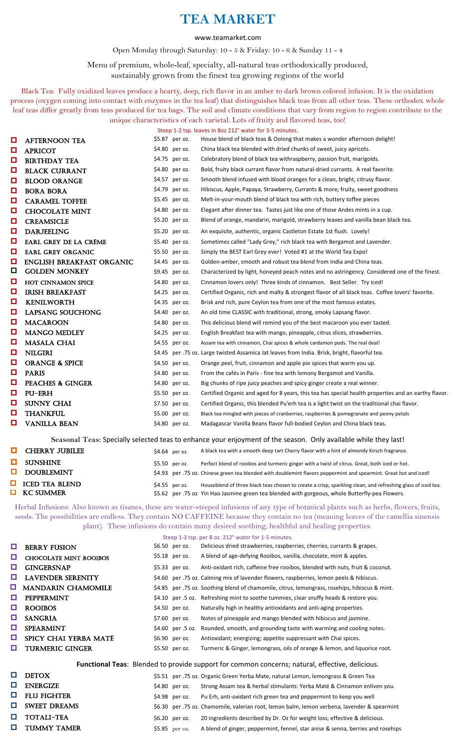# TEA MARKET

www.teamarket.com

Open Monday through Saturday: 10 - 5 & Friday: 10 - 6 & Sunday 11 - 4

Menu of premium, whole-leaf, specialty, all-natural teas orthodoxically produced, sustainably grown from the finest tea growing regions of the world

Black Tea: Fully oxidized leaves produce a hearty, deep, rich flavor in an amber to dark brown colored infusion. It is the oxidation process (oxygen coming into contact with enzymes in the tea leaf) that distinguishes black teas from all other teas. These orthodox whole leaf teas differ greatly from teas produced for tea bags. The soil and climate conditions that vary from region to region contribute to the unique characteristics of each varietal. Lots of fruity and flavored teas, too!

Steep 1-2 tsp. leaves in 8oz 212° water for 3-5 minutes.

| | | | |
|---|---|---|---|
| ☐ | AFTERNOON TEA | $5.87 per oz. | House blend of black teas & Oolong that makes a wonder afternoon delight! |
| ☐ | APRICOT | $4.80 per oz. | China black tea blended with dried chunks of sweet, juicy apricots. |
| ☐ | BIRTHDAY TEA | $4.75 per oz. | Celebratory blend of black tea withraspberry, passion fruit, marigolds. |
| ☐ | BLACK CURRANT | $4.80 per oz. | Bold, fruity black currant flavor from natural-dried currants. A real favorite. |
| ☐ | BLOOD ORANGE | $4.57 per oz. | Smooth blend infused with blood oranges for a clean, bright, citrusy flavor. |
| ☐ | BORA BORA | $4.79 per oz. | Hibiscus, Apple, Papaya, Strawberry, Currants & more; fruity, sweet goodness |
| ☐ | CARAMEL TOFFEE | $5.45 per oz. | Melt-in-your-mouth blend of black tea with rich, buttery toffee pieces |
| ☐ | CHOCOLATE MINT | $4.80 per oz. | Elegant after dinner tea. Tastes just like one of those Andes mints in a cup. |
| ☐ | CREAMSICLE | $5.20 per oz. | Blend of orange, mandarin, marigold, strawberry leaves and vanilla bean black tea. |
| ☐ | DARJEELING | $5.20 per oz. | An exquisite, authentic, organic Castleton Estate 1st flush. Lovely! |
| ☐ | EARL GREY DE LA CRÈME | $5.40 per oz. | Sometimes called "Lady Grey," rich black tea with Bergamot and Lavender. |
| ☐ | EARL GREY ORGANIC | $5.50 per oz. | Simply the BEST Earl Grey ever! Voted #1 at the World Tea Expo! |
| ☐ | ENGLISH BREAKFAST ORGANIC | $4.45 per oz. | Golden-amber, smooth and robust tea blend from India and China teas. |
| ☐ | GOLDEN MONKEY | $9.45 per oz. | Characterized by light, honeyed peach notes and no astringency. Considered one of the finest. |
| ☐ | HOT CINNAMON SPICE | $4.80 per oz. | Cinnamon lovers only! Three kinds of cinnamon. Best Seller. Try iced! |
| ☐ | IRISH BREAKFAST | $4.25 per oz. | Certified Organic, rich and malty & strongest flavor of all black teas. Coffee lovers' favorite. |
| ☐ | KENILWORTH | $4.35 per oz. | Brisk and rich, pure Ceylon tea from one of the most famous estates. |
| ☐ | LAPSANG SOUCHONG | $4.40 per oz. | An old time CLASSIC with traditional, strong, smoky Lapsang flavor. |
| ☐ | MACAROON | $4.80 per oz. | This delicious blend will remind you of the best macaroon you ever tasted. |
| ☐ | MANGO MEDLEY | $4.25 per oz. | English Breakfast tea with mango, pineapple, citrus slices, strawberries. |
| ☐ | MASALA CHAI | $4.55 per oz. | Assam tea with cinnamon, Chai spices & whole cardamon pods. The real deal! |
| ☐ | NILGIRI | $4.45 per .75 oz. | Large twisted Assamica Jat leaves from India. Brisk, bright, flavorful tea. |
| ☐ | ORANGE & SPICE | $4.50 per oz. | Orange peel, fruit, cinnamon and apple pie spices that warm you up. |
| ☐ | PARIS | $4.80 per oz. | From the cafés in Paris - fine tea with lemony Bergamot and Vanilla. |
| ☐ | PEACHES & GINGER | $4.80 per oz. | Big chunks of ripe juicy peaches and spicy ginger create a real winner. |
| ☐ | PU-ERH | $5.50 per oz. | Certified Organic and aged for 8 years, this tea has special health properties and an earthy flavor. |
| ☐ | SUNNY CHAI | $7.50 per oz. | Certified Organic, this blended Pu'erh tea is a light twist on the traditional chai flavor. |
| ☐ | THANKFUL | $5.00 per oz. | Black tea mingled with pieces of cranberries, raspberries & pomegranate and peony petals |
| ☐ | VANILLA BEAN | $4.80 per oz. | Madagascar Vanilla Beans flavor full-bodied Ceylon and China black teas. |

**Seasonal Teas:** Specially selected teas to enhance your enjoyment of the season. Only available while they last!

| | | | |
|---|---|---|---|
| ☐ | CHERRY JUBILEE | $4.64 per oz. | A black tea with a smooth deep tart Cherry flavor with a hint of almondy Kirsch fragrance. |
| ☐ | SUNSHINE | $5.50 per oz. | Perfect blend of rooibos and turmeric ginger with a twist of citrus. Great, both iced or hot. |
| ☐ | DOUBLEMINT | $4.93 per .75 oz. | Chinese green tea blended with doublemint flavors peppermint and spearmint. Great hot and iced! |
| ☐ | ICED TEA BLEND | $4.55 per oz. | Houseblend of three black teas chosen to create a crisp, sparkling clean, and refreshing glass of iced tea. |
| ☐ | KC SUMMER | $5.62 per .75 oz | Yin Hao Jasmine green tea blended with gorgeous, whole Butterfly-pea Flowers. |

Herbal Infusions: Also known as tisanes, these are water-steeped infusions of any type of botanical plants such as herbs, flowers, fruits, seeds. The possibilities are endless. They contain NO CAFFEINE because they contain no tea (meaning leaves of the camellia sinensis plant). These infusions do contain many desired soothing, healthful and healing properties.

Steep 1-3 tsp. per 8 oz. 212° water for 1-5 minutes.

| | | | |
|---|---|---|---|
| ☐ | BERRY FUSION | $6.50 per oz. | Delicious dried strawberries, raspberries, cherries, currants & grapes. |
| ☐ | CHOCOLATE MINT ROOIBOS | $5.18 per oz. | A blend of age-defying Rooibos, vanilla, chocolate, mint & apples. |
| ☐ | GINGERSNAP | $5.33 per oz. | Anti-oxidant rich, caffeine free rooibos, blended with nuts, fruit & coconut. |
| ☐ | LAVENDER SERENITY | $4.60 per .75 oz. | Calming mix of lavender flowers, raspberries, lemon peels & hibiscus. |
| ☐ | MANDARIN CHAMOMILE | $4.85 per .75 oz. | Soothing blend of chamomile, citrus, lemongrass, rosehips, hibiscus & mint. |
| ☐ | PEPPERMINT | $4.10 per .5 oz. | Refreshing mint to soothe tummies, clear snuffy heads & restore you. |
| ☐ | ROOIBOS | $4.50 per oz. | Naturally high in healthy antioxidants and anti-aging properties. |
| ☐ | SANGRIA | $7.60 per oz. | Notes of pineapple and mango blended with hibiscus and jasmine. |
| ☐ | SPEARMINT | $4.60 per .5 oz. | Rounded, smooth, and grounding taste with warming and cooling notes. |
| ☐ | SPICY CHAI YERBA MATÉ | $6.90 per oz. | Antioxidant; energizing; appetite suppressant with Chai spices. |
| ☐ | TURMERIC GINGER | $5.50 per oz. | Turmeric & Ginger, lemongrass, oils of orange & lemon, and liquorice root. |

**Functional Teas**: Blended to provide support for common concerns; natural, effective, delicious.

| | | | |
|---|---|---|---|
| ☐ | DETOX | $5.51 per .75 oz. | Organic Green Yerba Mate, natural Lemon, lemongrass & Green Tea |
| ☐ | ENERGIZE | $4.80 per oz. | Strong Assam tea & herbal stimulants: Yerba Maté & Cinnamon enliven you. |
| ☐ | FLU FIGHTER | $4.98 per oz. | Pu Erh, anti-oxidant rich green tea and peppermint to keep you well |
| ☐ | SWEET DREAMS | $6.30 per .75 oz. | Chamomile, valerian root, lemon balm, lemon verbena, lavender & spearmint |
| ☐ | TOTALI-TEA | $6.20 per oz. | 20 ingredients described by Dr. Oz for weight loss; effective & delicious. |
| ☐ | TUMMY TAMER | $5.85 per oz. | A blend of ginger, peppermint, fennel, star anise & senna, berries and rosehips |